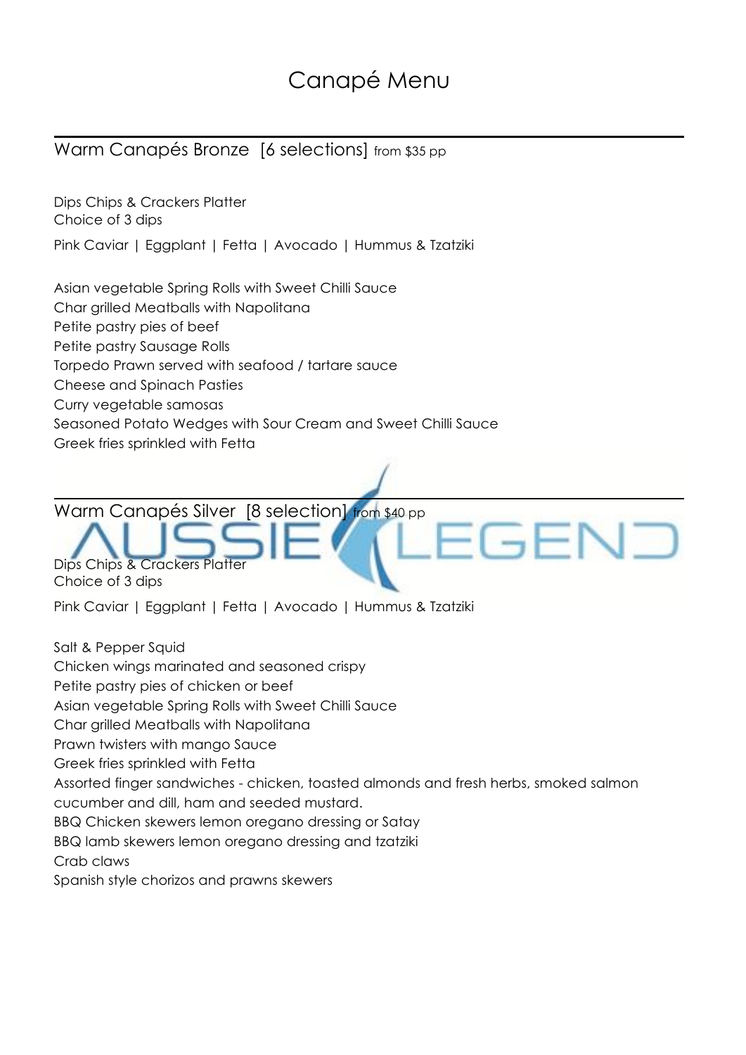# Canapé Menu

## Warm Canapés Bronze [6 selections] from $35 pp

Dips Chips & Crackers Platter
Choice of 3 dips

Pink Caviar | Eggplant | Fetta | Avocado | Hummus & Tzatziki

Asian vegetable Spring Rolls with Sweet Chilli Sauce
Char grilled Meatballs with Napolitana
Petite pastry pies of beef
Petite pastry Sausage Rolls
Torpedo Prawn served with seafood / tartare sauce
Cheese and Spinach Pasties
Curry vegetable samosas
Seasoned Potato Wedges with Sour Cream and Sweet Chilli Sauce
Greek fries sprinkled with Fetta

## Warm Canapés Silver [8 selection] from $40 pp

Dips Chips & Crackers Platter
Choice of 3 dips

Pink Caviar | Eggplant | Fetta | Avocado | Hummus & Tzatziki

Salt & Pepper Squid
Chicken wings marinated and seasoned crispy
Petite pastry pies of chicken or beef
Asian vegetable Spring Rolls with Sweet Chilli Sauce
Char grilled Meatballs with Napolitana
Prawn twisters with mango Sauce
Greek fries sprinkled with Fetta
Assorted finger sandwiches - chicken, toasted almonds and fresh herbs, smoked salmon cucumber and dill, ham and seeded mustard.
BBQ Chicken skewers lemon oregano dressing or Satay
BBQ lamb skewers lemon oregano dressing and tzatziki
Crab claws
Spanish style chorizos and prawns skewers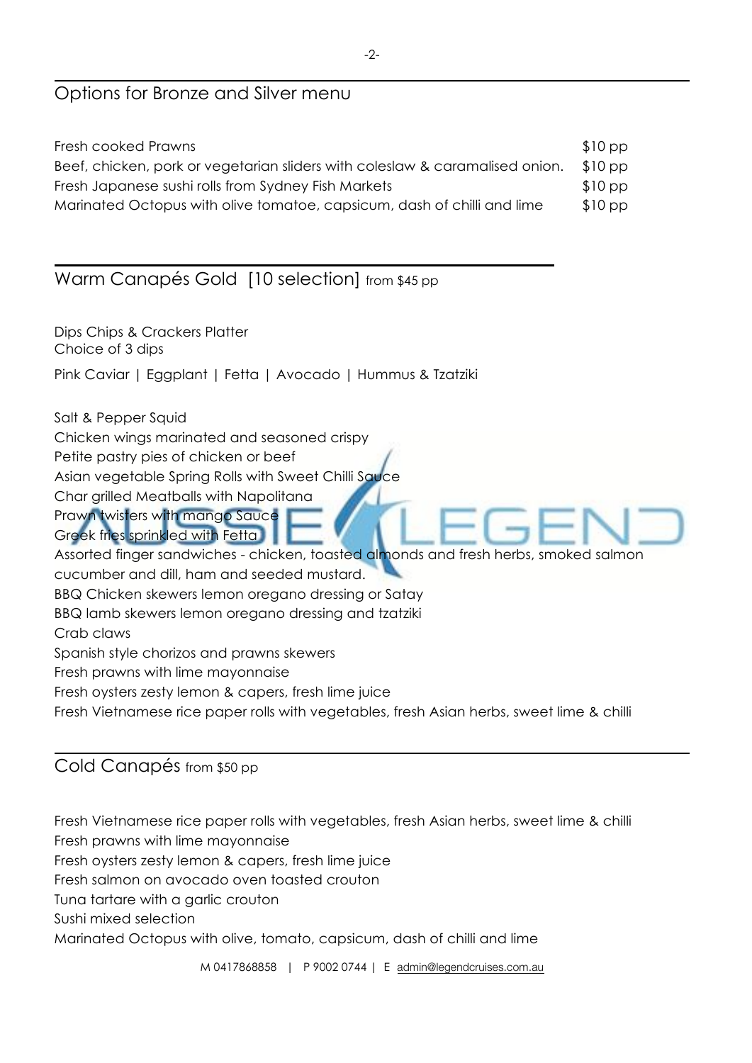## Options for Bronze and Silver menu

| | |
|---|---|
| Fresh cooked Prawns | $10 pp |
| Beef, chicken, pork or vegetarian sliders with coleslaw & caramalised onion. | $10 pp |
| Fresh Japanese sushi rolls from Sydney Fish Markets | $10 pp |
| Marinated Octopus with olive tomatoe, capsicum, dash of chilli and lime | $10 pp |

## Warm Canapés Gold [10 selection] from $45 pp

Dips Chips & Crackers Platter
Choice of 3 dips

Pink Caviar | Eggplant | Fetta | Avocado | Hummus & Tzatziki

Salt & Pepper Squid
Chicken wings marinated and seasoned crispy
Petite pastry pies of chicken or beef
Asian vegetable Spring Rolls with Sweet Chilli Sauce
Char grilled Meatballs with Napolitana
Prawn twisters with mango Sauce
Greek fries sprinkled with Fetta
Assorted finger sandwiches - chicken, toasted almonds and fresh herbs, smoked salmon cucumber and dill, ham and seeded mustard.
BBQ Chicken skewers lemon oregano dressing or Satay
BBQ lamb skewers lemon oregano dressing and tzatziki
Crab claws
Spanish style chorizos and prawns skewers
Fresh prawns with lime mayonnaise
Fresh oysters zesty lemon & capers, fresh lime juice
Fresh Vietnamese rice paper rolls with vegetables, fresh Asian herbs, sweet lime & chilli

## Cold Canapés from $50 pp

Fresh Vietnamese rice paper rolls with vegetables, fresh Asian herbs, sweet lime & chilli
Fresh prawns with lime mayonnaise
Fresh oysters zesty lemon & capers, fresh lime juice
Fresh salmon on avocado oven toasted crouton
Tuna tartare with a garlic crouton
Sushi mixed selection
Marinated Octopus with olive, tomato, capsicum, dash of chilli and lime

M 0417868858 | P 9002 0744 | E admin@legendcruises.com.au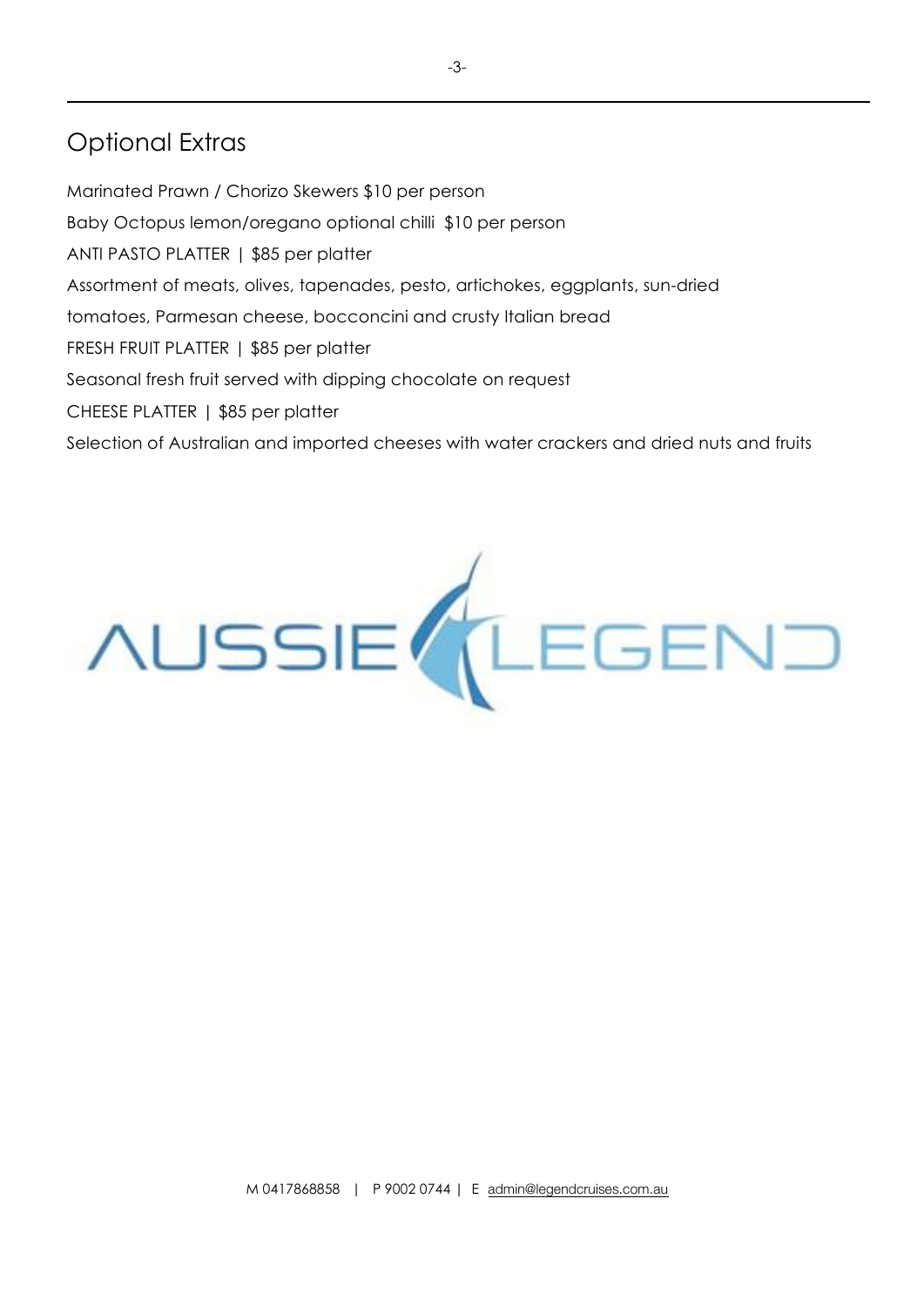## Optional Extras

Marinated Prawn / Chorizo Skewers $10 per person

Baby Octopus lemon/oregano optional chilli  $10 per person

ANTI PASTO PLATTER | $85 per platter

Assortment of meats, olives, tapenades, pesto, artichokes, eggplants, sun-dried tomatoes, Parmesan cheese, bocconcini and crusty Italian bread

FRESH FRUIT PLATTER | $85 per platter

Seasonal fresh fruit served with dipping chocolate on request

CHEESE PLATTER | $85 per platter

Selection of Australian and imported cheeses with water crackers and dried nuts and fruits

AUSSIE LEGEND

M 0417868858 | P 9002 0744 | E admin@legendcruises.com.au